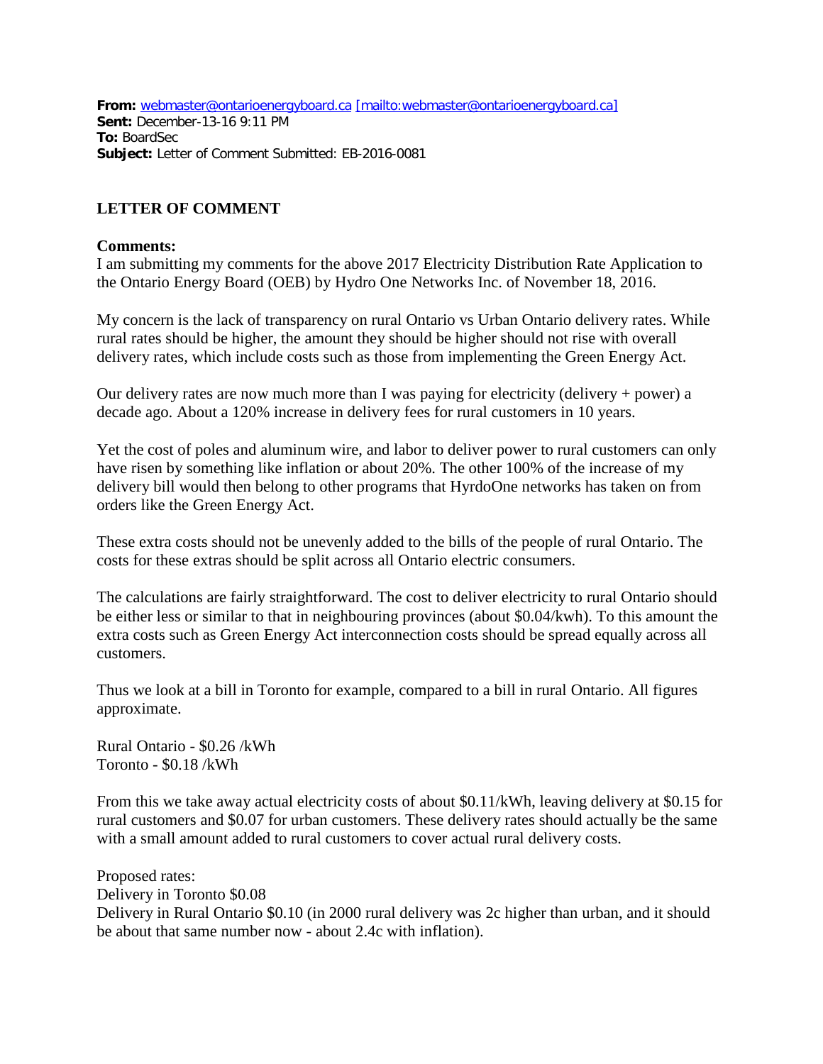**From:** webmaster@ontarioenergyboard.ca [mailto:webmaster@ontarioenergyboard.ca]
**Sent:** December-13-16 9:11 PM
**To:** BoardSec
**Subject:** Letter of Comment Submitted: EB-2016-0081

## LETTER OF COMMENT

**Comments:**
I am submitting my comments for the above 2017 Electricity Distribution Rate Application to the Ontario Energy Board (OEB) by Hydro One Networks Inc. of November 18, 2016.

My concern is the lack of transparency on rural Ontario vs Urban Ontario delivery rates. While rural rates should be higher, the amount they should be higher should not rise with overall delivery rates, which include costs such as those from implementing the Green Energy Act.

Our delivery rates are now much more than I was paying for electricity (delivery + power) a decade ago. About a 120% increase in delivery fees for rural customers in 10 years.

Yet the cost of poles and aluminum wire, and labor to deliver power to rural customers can only have risen by something like inflation or about 20%. The other 100% of the increase of my delivery bill would then belong to other programs that HyrdoOne networks has taken on from orders like the Green Energy Act.

These extra costs should not be unevenly added to the bills of the people of rural Ontario. The costs for these extras should be split across all Ontario electric consumers.

The calculations are fairly straightforward. The cost to deliver electricity to rural Ontario should be either less or similar to that in neighbouring provinces (about $0.04/kwh). To this amount the extra costs such as Green Energy Act interconnection costs should be spread equally across all customers.

Thus we look at a bill in Toronto for example, compared to a bill in rural Ontario. All figures approximate.

Rural Ontario - $0.26 /kWh
Toronto - $0.18 /kWh

From this we take away actual electricity costs of about $0.11/kWh, leaving delivery at $0.15 for rural customers and $0.07 for urban customers. These delivery rates should actually be the same with a small amount added to rural customers to cover actual rural delivery costs.

Proposed rates:
Delivery in Toronto $0.08
Delivery in Rural Ontario $0.10 (in 2000 rural delivery was 2c higher than urban, and it should be about that same number now - about 2.4c with inflation).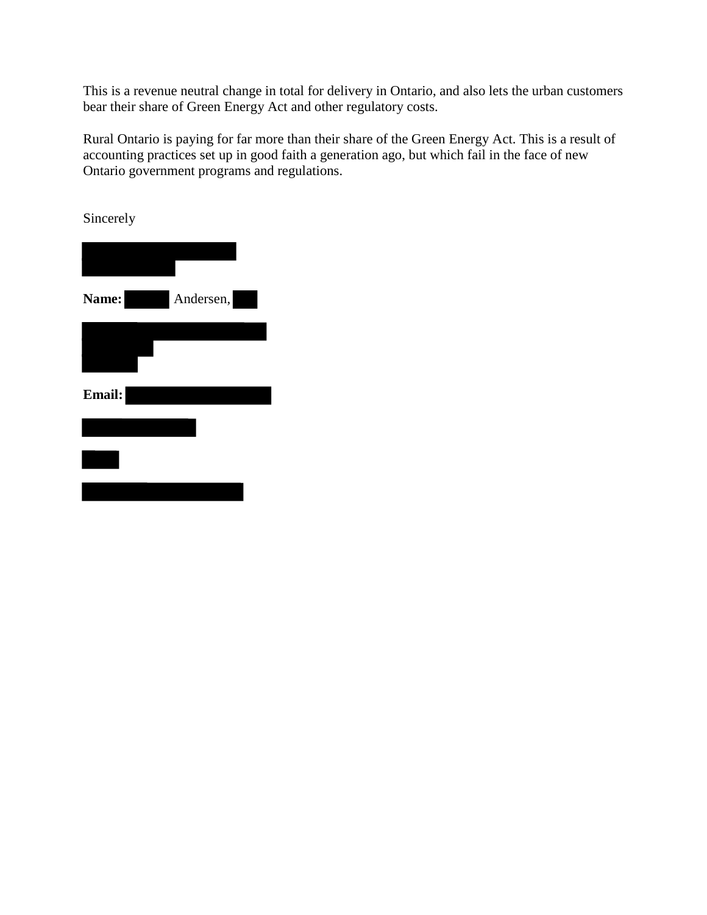This is a revenue neutral change in total for delivery in Ontario, and also lets the urban customers bear their share of Green Energy Act and other regulatory costs.

Rural Ontario is paying for far more than their share of the Green Energy Act. This is a result of accounting practices set up in good faith a generation ago, but which fail in the face of new Ontario government programs and regulations.

Sincerely

**Name:** Andersen,

**Email:**